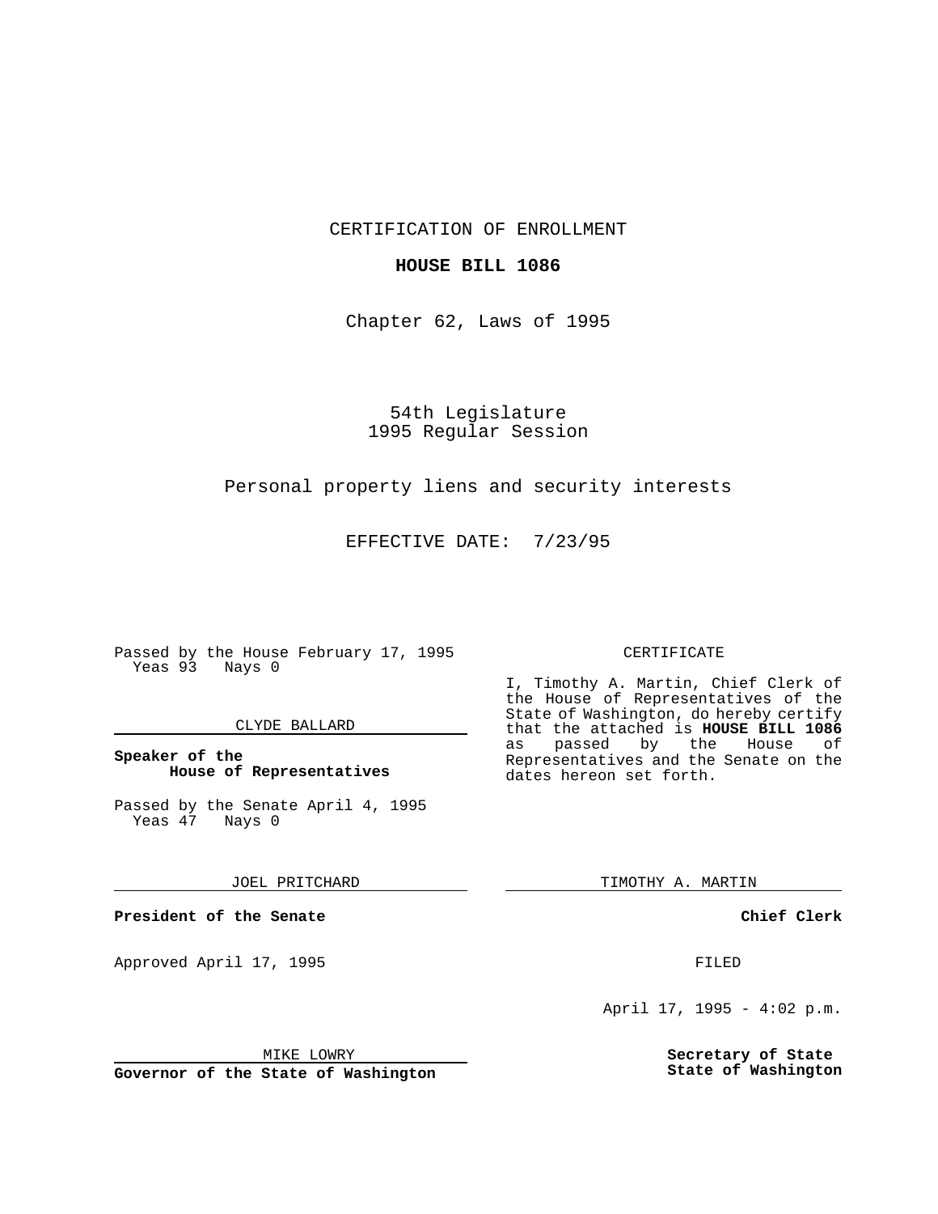CERTIFICATION OF ENROLLMENT

**HOUSE BILL 1086**

Chapter 62, Laws of 1995

54th Legislature
1995 Regular Session

Personal property liens and security interests

EFFECTIVE DATE: 7/23/95

Passed by the House February 17, 1995
Yeas 93 Nays 0

CLYDE BALLARD

**Speaker of the House of Representatives**

Passed by the Senate April 4, 1995
Yeas 47 Nays 0

JOEL PRITCHARD

**President of the Senate**

Approved April 17, 1995

MIKE LOWRY

**Governor of the State of Washington**

CERTIFICATE

I, Timothy A. Martin, Chief Clerk of the House of Representatives of the State of Washington, do hereby certify that the attached is **HOUSE BILL 1086** as passed by the House of Representatives and the Senate on the dates hereon set forth.

TIMOTHY A. MARTIN

**Chief Clerk**

FILED

April 17, 1995 - 4:02 p.m.

**Secretary of State**
**State of Washington**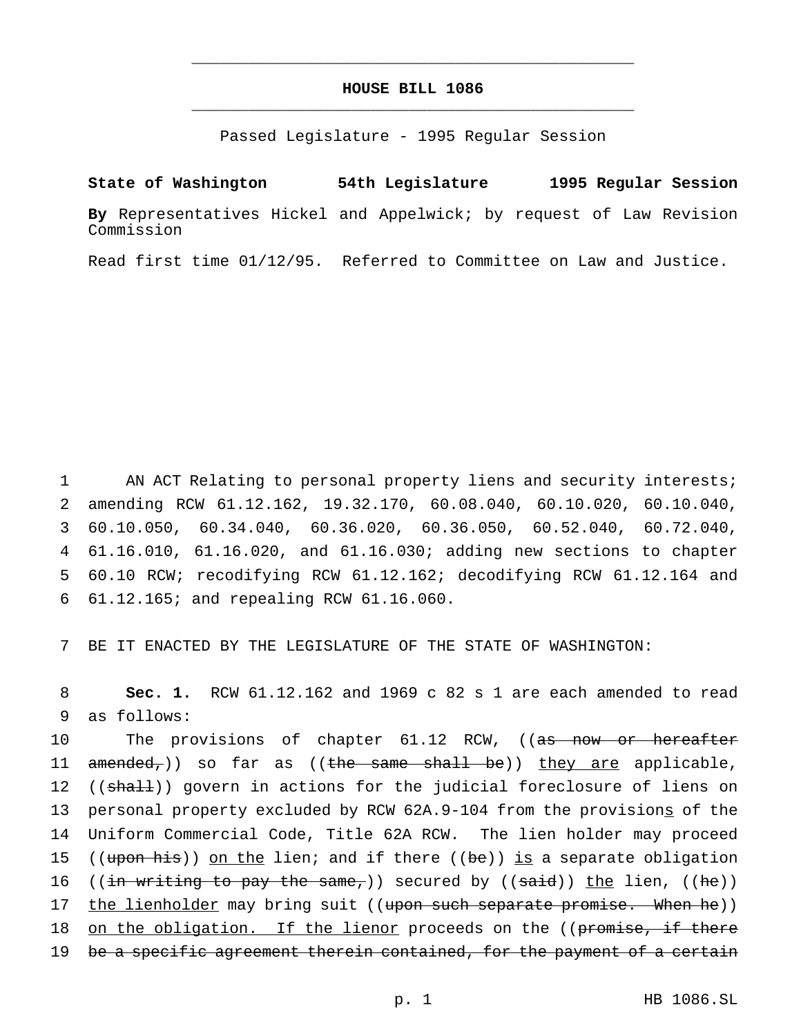# HOUSE BILL 1086

Passed Legislature - 1995 Regular Session

**State of Washington 54th Legislature 1995 Regular Session**

**By** Representatives Hickel and Appelwick; by request of Law Revision Commission

Read first time 01/12/95. Referred to Committee on Law and Justice.

AN ACT Relating to personal property liens and security interests; amending RCW 61.12.162, 19.32.170, 60.08.040, 60.10.020, 60.10.040, 60.10.050, 60.34.040, 60.36.020, 60.36.050, 60.52.040, 60.72.040, 61.16.010, 61.16.020, and 61.16.030; adding new sections to chapter 60.10 RCW; recodifying RCW 61.12.162; decodifying RCW 61.12.164 and 61.12.165; and repealing RCW 61.16.060.

BE IT ENACTED BY THE LEGISLATURE OF THE STATE OF WASHINGTON:

**Sec. 1.** RCW 61.12.162 and 1969 c 82 s 1 are each amended to read as follows:

The provisions of chapter 61.12 RCW, ((~~as now or hereafter amended,~~)) so far as ((~~the same shall be~~)) <u>they are</u> applicable, ((~~shall~~)) govern in actions for the judicial foreclosure of liens on personal property excluded by RCW 62A.9-104 from the provision<u>s</u> of the Uniform Commercial Code, Title 62A RCW. The lien holder may proceed ((~~upon his~~)) <u>on the</u> lien; and if there ((~~be~~)) <u>is</u> a separate obligation ((~~in writing to pay the same,~~)) secured by ((~~said~~)) <u>the</u> lien, ((~~he~~)) <u>the lienholder</u> may bring suit ((~~upon such separate promise. When he~~)) <u>on the obligation. If the lienor</u> proceeds on the ((~~promise, if there be a specific agreement therein contained, for the payment of a certain~~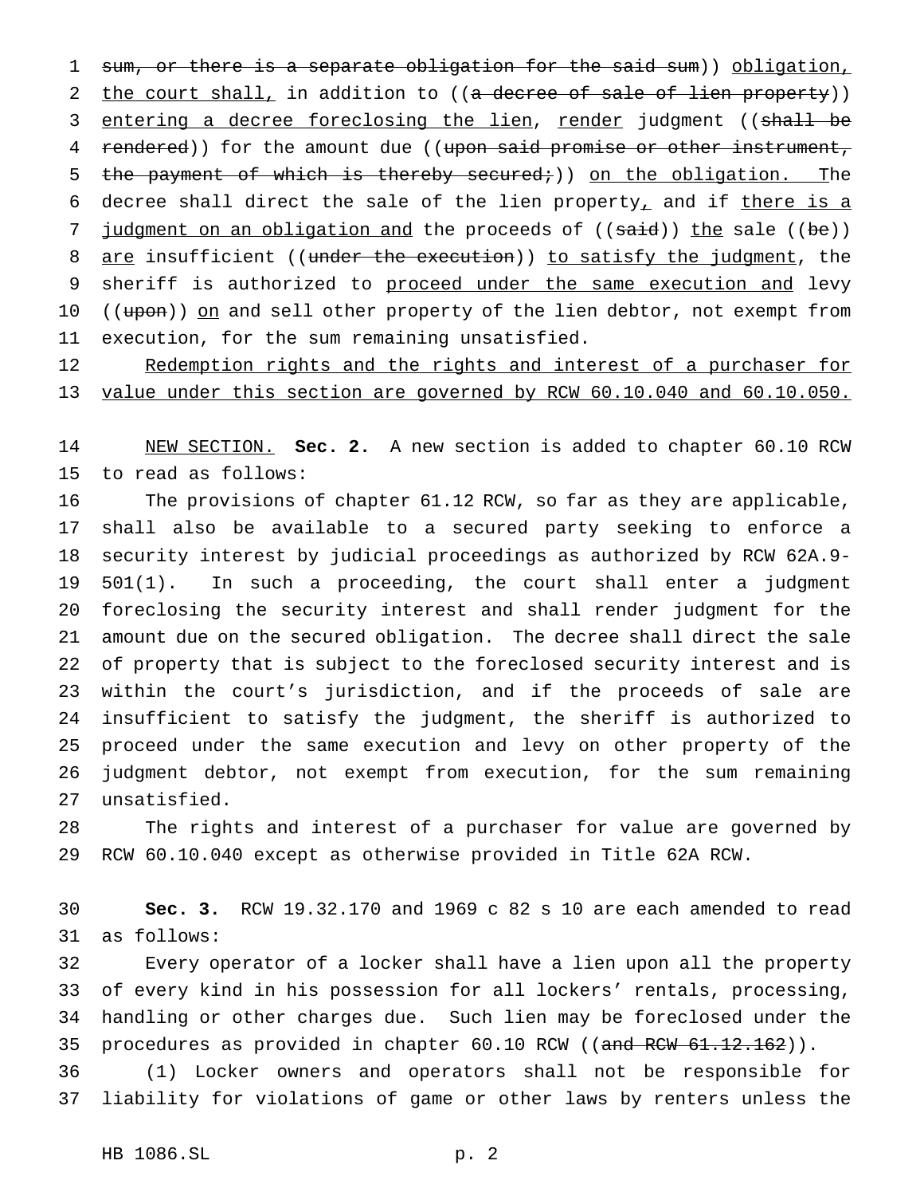sum, or there is a separate obligation for the said sum)) obligation, the court shall, in addition to ((a decree of sale of lien property)) entering a decree foreclosing the lien, render judgment ((shall be rendered)) for the amount due ((upon said promise or other instrument, the payment of which is thereby secured;)) on the obligation. The decree shall direct the sale of the lien property, and if there is a judgment on an obligation and the proceeds of ((said)) the sale ((be)) are insufficient ((under the execution)) to satisfy the judgment, the sheriff is authorized to proceed under the same execution and levy ((upon)) on and sell other property of the lien debtor, not exempt from execution, for the sum remaining unsatisfied.

Redemption rights and the rights and interest of a purchaser for value under this section are governed by RCW 60.10.040 and 60.10.050.

NEW SECTION. **Sec. 2.** A new section is added to chapter 60.10 RCW to read as follows:

The provisions of chapter 61.12 RCW, so far as they are applicable, shall also be available to a secured party seeking to enforce a security interest by judicial proceedings as authorized by RCW 62A.9-501(1). In such a proceeding, the court shall enter a judgment foreclosing the security interest and shall render judgment for the amount due on the secured obligation. The decree shall direct the sale of property that is subject to the foreclosed security interest and is within the court's jurisdiction, and if the proceeds of sale are insufficient to satisfy the judgment, the sheriff is authorized to proceed under the same execution and levy on other property of the judgment debtor, not exempt from execution, for the sum remaining unsatisfied.

The rights and interest of a purchaser for value are governed by RCW 60.10.040 except as otherwise provided in Title 62A RCW.

**Sec. 3.** RCW 19.32.170 and 1969 c 82 s 10 are each amended to read as follows:

Every operator of a locker shall have a lien upon all the property of every kind in his possession for all lockers' rentals, processing, handling or other charges due. Such lien may be foreclosed under the procedures as provided in chapter 60.10 RCW ((and RCW 61.12.162)).

(1) Locker owners and operators shall not be responsible for liability for violations of game or other laws by renters unless the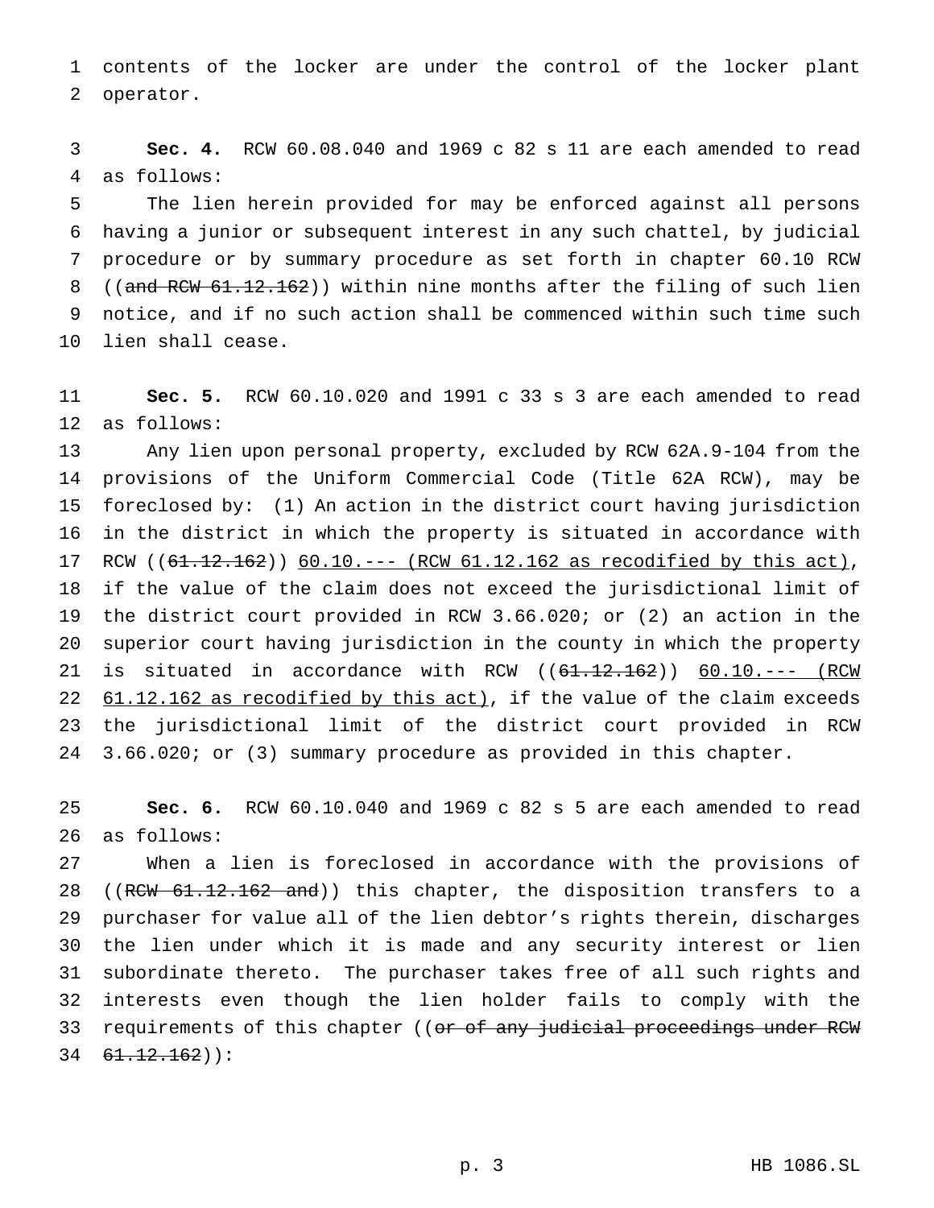contents of the locker are under the control of the locker plant operator.

**Sec. 4.** RCW 60.08.040 and 1969 c 82 s 11 are each amended to read as follows:

The lien herein provided for may be enforced against all persons having a junior or subsequent interest in any such chattel, by judicial procedure or by summary procedure as set forth in chapter 60.10 RCW ((~~and RCW 61.12.162~~)) within nine months after the filing of such lien notice, and if no such action shall be commenced within such time such lien shall cease.

**Sec. 5.** RCW 60.10.020 and 1991 c 33 s 3 are each amended to read as follows:

Any lien upon personal property, excluded by RCW 62A.9-104 from the provisions of the Uniform Commercial Code (Title 62A RCW), may be foreclosed by: (1) An action in the district court having jurisdiction in the district in which the property is situated in accordance with RCW ((~~61.12.162~~)) <u>60.10.--- (RCW 61.12.162 as recodified by this act)</u>, if the value of the claim does not exceed the jurisdictional limit of the district court provided in RCW 3.66.020; or (2) an action in the superior court having jurisdiction in the county in which the property is situated in accordance with RCW ((~~61.12.162~~)) <u>60.10.--- (RCW 61.12.162 as recodified by this act)</u>, if the value of the claim exceeds the jurisdictional limit of the district court provided in RCW 3.66.020; or (3) summary procedure as provided in this chapter.

**Sec. 6.** RCW 60.10.040 and 1969 c 82 s 5 are each amended to read as follows:

When a lien is foreclosed in accordance with the provisions of ((~~RCW 61.12.162 and~~)) this chapter, the disposition transfers to a purchaser for value all of the lien debtor's rights therein, discharges the lien under which it is made and any security interest or lien subordinate thereto. The purchaser takes free of all such rights and interests even though the lien holder fails to comply with the requirements of this chapter ((~~or of any judicial proceedings under RCW 61.12.162~~)):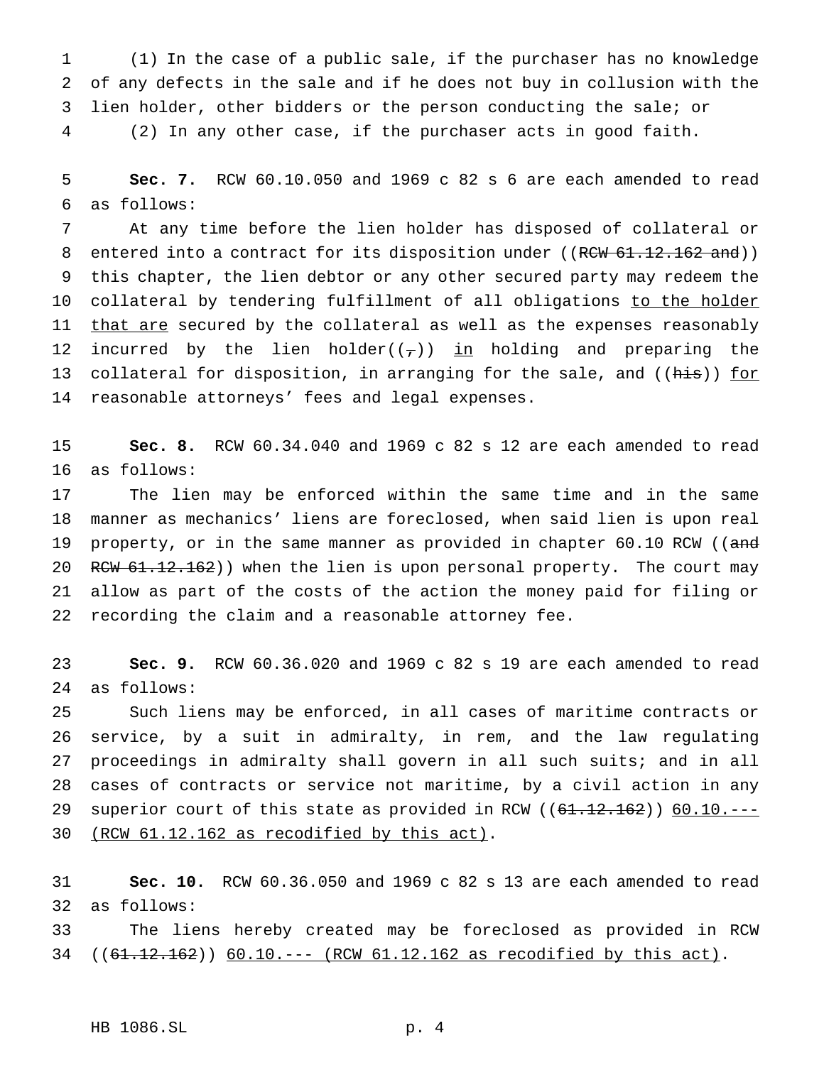(1) In the case of a public sale, if the purchaser has no knowledge of any defects in the sale and if he does not buy in collusion with the lien holder, other bidders or the person conducting the sale; or

(2) In any other case, if the purchaser acts in good faith.

**Sec. 7.** RCW 60.10.050 and 1969 c 82 s 6 are each amended to read as follows:

At any time before the lien holder has disposed of collateral or entered into a contract for its disposition under ((~~RCW 61.12.162 and~~)) this chapter, the lien debtor or any other secured party may redeem the collateral by tendering fulfillment of all obligations <u>to the holder that are</u> secured by the collateral as well as the expenses reasonably incurred by the lien holder((~~,~~)) <u>in</u> holding and preparing the collateral for disposition, in arranging for the sale, and ((~~his~~)) <u>for</u> reasonable attorneys' fees and legal expenses.

**Sec. 8.** RCW 60.34.040 and 1969 c 82 s 12 are each amended to read as follows:

The lien may be enforced within the same time and in the same manner as mechanics' liens are foreclosed, when said lien is upon real property, or in the same manner as provided in chapter 60.10 RCW ((~~and RCW 61.12.162~~)) when the lien is upon personal property. The court may allow as part of the costs of the action the money paid for filing or recording the claim and a reasonable attorney fee.

**Sec. 9.** RCW 60.36.020 and 1969 c 82 s 19 are each amended to read as follows:

Such liens may be enforced, in all cases of maritime contracts or service, by a suit in admiralty, in rem, and the law regulating proceedings in admiralty shall govern in all such suits; and in all cases of contracts or service not maritime, by a civil action in any superior court of this state as provided in RCW ((~~61.12.162~~)) <u>60.10.--- (RCW 61.12.162 as recodified by this act)</u>.

**Sec. 10.** RCW 60.36.050 and 1969 c 82 s 13 are each amended to read as follows:

The liens hereby created may be foreclosed as provided in RCW ((~~61.12.162~~)) <u>60.10.--- (RCW 61.12.162 as recodified by this act)</u>.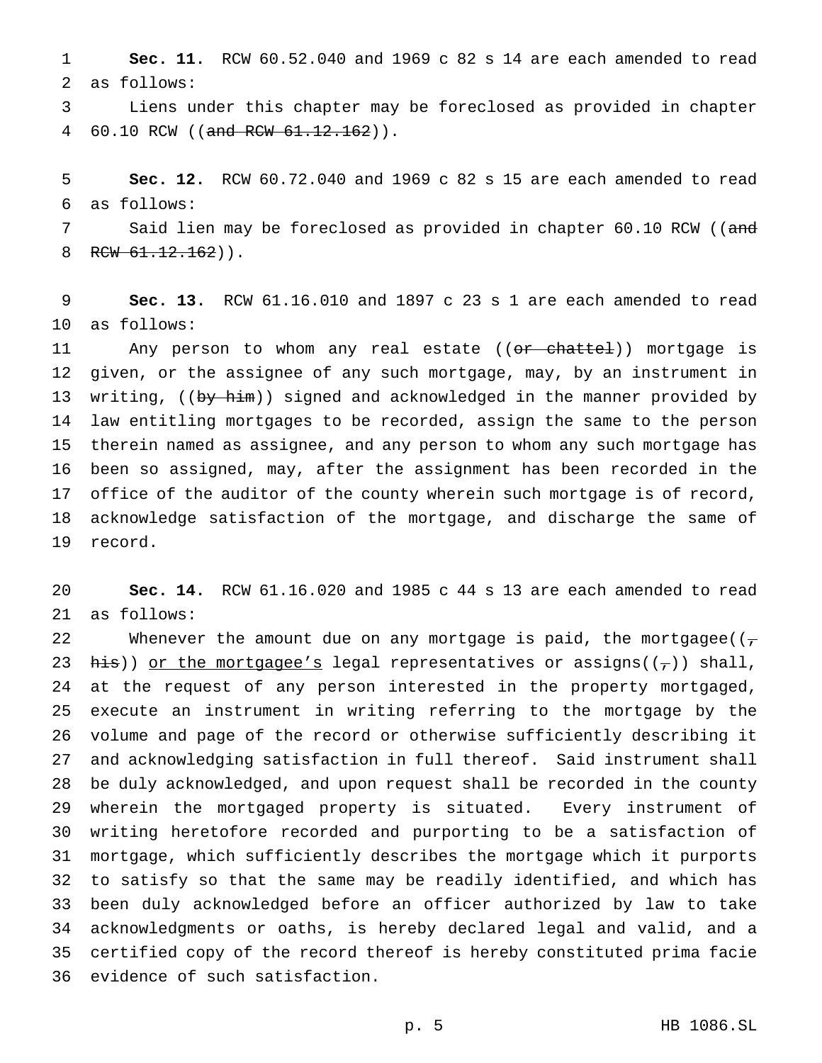**Sec. 11.** RCW 60.52.040 and 1969 c 82 s 14 are each amended to read as follows:

Liens under this chapter may be foreclosed as provided in chapter 60.10 RCW ((~~and RCW 61.12.162~~)).

**Sec. 12.** RCW 60.72.040 and 1969 c 82 s 15 are each amended to read as follows:

Said lien may be foreclosed as provided in chapter 60.10 RCW ((~~and RCW 61.12.162~~)).

**Sec. 13.** RCW 61.16.010 and 1897 c 23 s 1 are each amended to read as follows:

Any person to whom any real estate ((~~or chattel~~)) mortgage is given, or the assignee of any such mortgage, may, by an instrument in writing, ((~~by him~~)) signed and acknowledged in the manner provided by law entitling mortgages to be recorded, assign the same to the person therein named as assignee, and any person to whom any such mortgage has been so assigned, may, after the assignment has been recorded in the office of the auditor of the county wherein such mortgage is of record, acknowledge satisfaction of the mortgage, and discharge the same of record.

**Sec. 14.** RCW 61.16.020 and 1985 c 44 s 13 are each amended to read as follows:

Whenever the amount due on any mortgage is paid, the mortgagee((~~, his~~)) <u>or the mortgagee's</u> legal representatives or assigns((~~,~~)) shall, at the request of any person interested in the property mortgaged, execute an instrument in writing referring to the mortgage by the volume and page of the record or otherwise sufficiently describing it and acknowledging satisfaction in full thereof. Said instrument shall be duly acknowledged, and upon request shall be recorded in the county wherein the mortgaged property is situated. Every instrument of writing heretofore recorded and purporting to be a satisfaction of mortgage, which sufficiently describes the mortgage which it purports to satisfy so that the same may be readily identified, and which has been duly acknowledged before an officer authorized by law to take acknowledgments or oaths, is hereby declared legal and valid, and a certified copy of the record thereof is hereby constituted prima facie evidence of such satisfaction.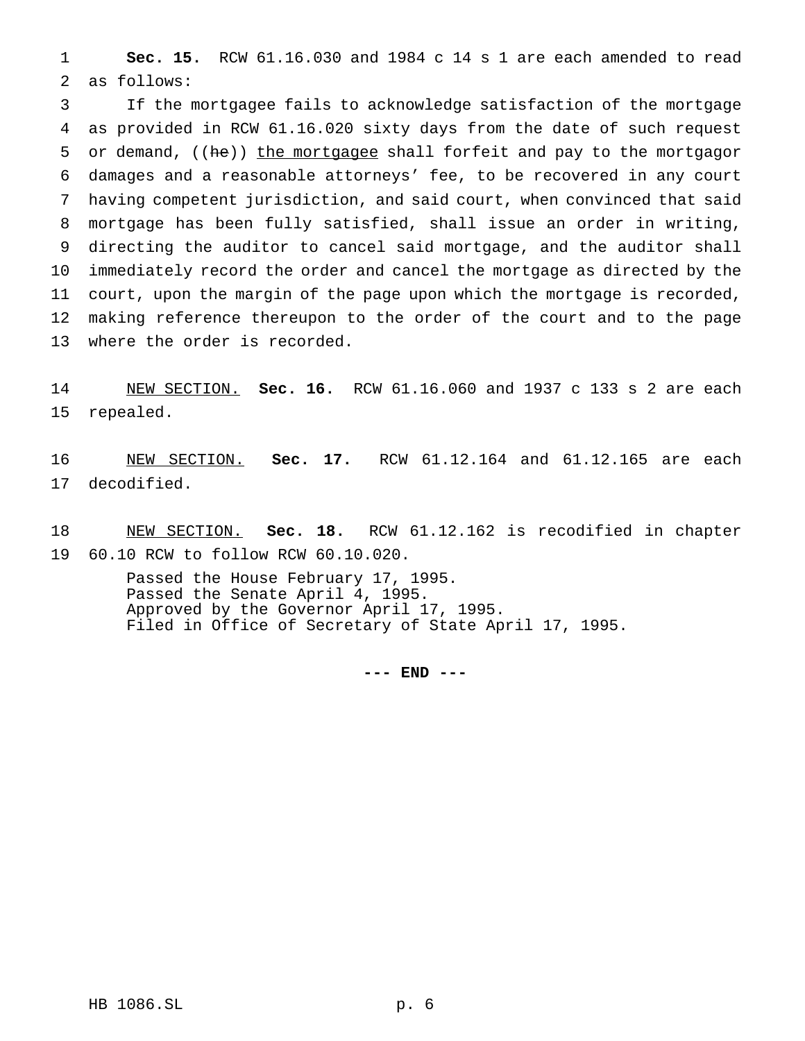**Sec. 15.** RCW 61.16.030 and 1984 c 14 s 1 are each amended to read as follows:

If the mortgagee fails to acknowledge satisfaction of the mortgage as provided in RCW 61.16.020 sixty days from the date of such request or demand, ((~~he~~)) <u>the mortgagee</u> shall forfeit and pay to the mortgagor damages and a reasonable attorneys' fee, to be recovered in any court having competent jurisdiction, and said court, when convinced that said mortgage has been fully satisfied, shall issue an order in writing, directing the auditor to cancel said mortgage, and the auditor shall immediately record the order and cancel the mortgage as directed by the court, upon the margin of the page upon which the mortgage is recorded, making reference thereupon to the order of the court and to the page where the order is recorded.

<u>NEW SECTION.</u> **Sec. 16.** RCW 61.16.060 and 1937 c 133 s 2 are each repealed.

<u>NEW SECTION.</u> **Sec. 17.** RCW 61.12.164 and 61.12.165 are each decodified.

<u>NEW SECTION.</u> **Sec. 18.** RCW 61.12.162 is recodified in chapter 60.10 RCW to follow RCW 60.10.020.

Passed the House February 17, 1995.
Passed the Senate April 4, 1995.
Approved by the Governor April 17, 1995.
Filed in Office of Secretary of State April 17, 1995.

**--- END ---**